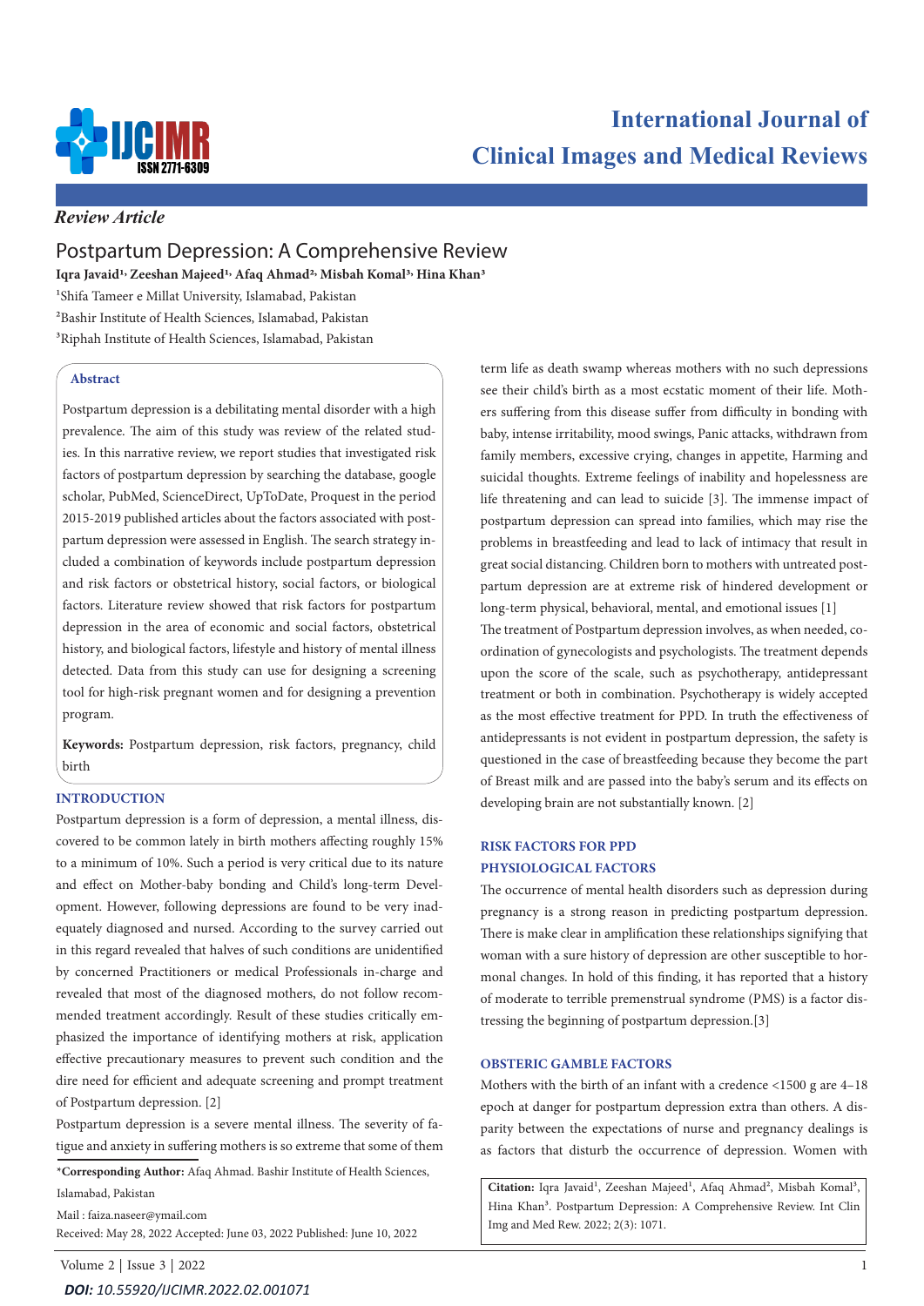*Review Article*

# Postpartum Depression: A Comprehensive Review

**Iqra Javaid[1], Zeeshan Majeed[1], Afaq Ahmad[2], Misbah Komal[3], Hina Khan[3]**

[1]Shifa Tameer e Millat University, Islamabad, Pakistan

[2]Bashir Institute of Health Sciences, Islamabad, Pakistan

[3]Riphah Institute of Health Sciences, Islamabad, Pakistan

## Abstract

Postpartum depression is a debilitating mental disorder with a high prevalence. The aim of this study was review of the related studies. In this narrative review, we report studies that investigated risk factors of postpartum depression by searching the database, google scholar, PubMed, ScienceDirect, UpToDate, Proquest in the period 2015-2019 published articles about the factors associated with postpartum depression were assessed in English. The search strategy included a combination of keywords include postpartum depression and risk factors or obstetrical history, social factors, or biological factors. Literature review showed that risk factors for postpartum depression in the area of economic and social factors, obstetrical history, and biological factors, lifestyle and history of mental illness detected. Data from this study can use for designing a screening tool for high-risk pregnant women and for designing a prevention program.

**Keywords:** Postpartum depression, risk factors, pregnancy, child birth

## INTRODUCTION

Postpartum depression is a form of depression, a mental illness, discovered to be common lately in birth mothers affecting roughly 15% to a minimum of 10%. Such a period is very critical due to its nature and effect on Mother-baby bonding and Child's long-term Development. However, following depressions are found to be very inadequately diagnosed and nursed. According to the survey carried out in this regard revealed that halves of such conditions are unidentified by concerned Practitioners or medical Professionals in-charge and revealed that most of the diagnosed mothers, do not follow recommended treatment accordingly. Result of these studies critically emphasized the importance of identifying mothers at risk, application effective precautionary measures to prevent such condition and the dire need for efficient and adequate screening and prompt treatment of Postpartum depression. [2]

Postpartum depression is a severe mental illness. The severity of fatigue and anxiety in suffering mothers is so extreme that some of them term life as death swamp whereas mothers with no such depressions see their child's birth as a most ecstatic moment of their life. Mothers suffering from this disease suffer from difficulty in bonding with baby, intense irritability, mood swings, Panic attacks, withdrawn from family members, excessive crying, changes in appetite, Harming and suicidal thoughts. Extreme feelings of inability and hopelessness are life threatening and can lead to suicide [3]. The immense impact of postpartum depression can spread into families, which may rise the problems in breastfeeding and lead to lack of intimacy that result in great social distancing. Children born to mothers with untreated postpartum depression are at extreme risk of hindered development or long-term physical, behavioral, mental, and emotional issues [1]

The treatment of Postpartum depression involves, as when needed, coordination of gynecologists and psychologists. The treatment depends upon the score of the scale, such as psychotherapy, antidepressant treatment or both in combination. Psychotherapy is widely accepted as the most effective treatment for PPD. In truth the effectiveness of antidepressants is not evident in postpartum depression, the safety is questioned in the case of breastfeeding because they become the part of Breast milk and are passed into the baby's serum and its effects on developing brain are not substantially known. [2]

## RISK FACTORS FOR PPD

### PHYSIOLOGICAL FACTORS

The occurrence of mental health disorders such as depression during pregnancy is a strong reason in predicting postpartum depression. There is make clear in amplification these relationships signifying that woman with a sure history of depression are other susceptible to hormonal changes. In hold of this finding, it has reported that a history of moderate to terrible premenstrual syndrome (PMS) is a factor distressing the beginning of postpartum depression.[3]

### OBSTERIC GAMBLE FACTORS

Mothers with the birth of an infant with a credence <1500 g are 4–18 epoch at danger for postpartum depression extra than others. A disparity between the expectations of nurse and pregnancy dealings is as factors that disturb the occurrence of depression. Women with

\*Corresponding Author: Afaq Ahmad. Bashir Institute of Health Sciences, Islamabad, Pakistan

Mail : faiza.naseer@ymail.com

Received: May 28, 2022 Accepted: June 03, 2022 Published: June 10, 2022

**Citation:** Iqra Javaid[1], Zeeshan Majeed[1], Afaq Ahmad[2], Misbah Komal[3], Hina Khan[3]. Postpartum Depression: A Comprehensive Review. Int Clin Img and Med Rew. 2022; 2(3): 1071.

***DOI:** 10.55920/IJCIMR.2022.02.001071*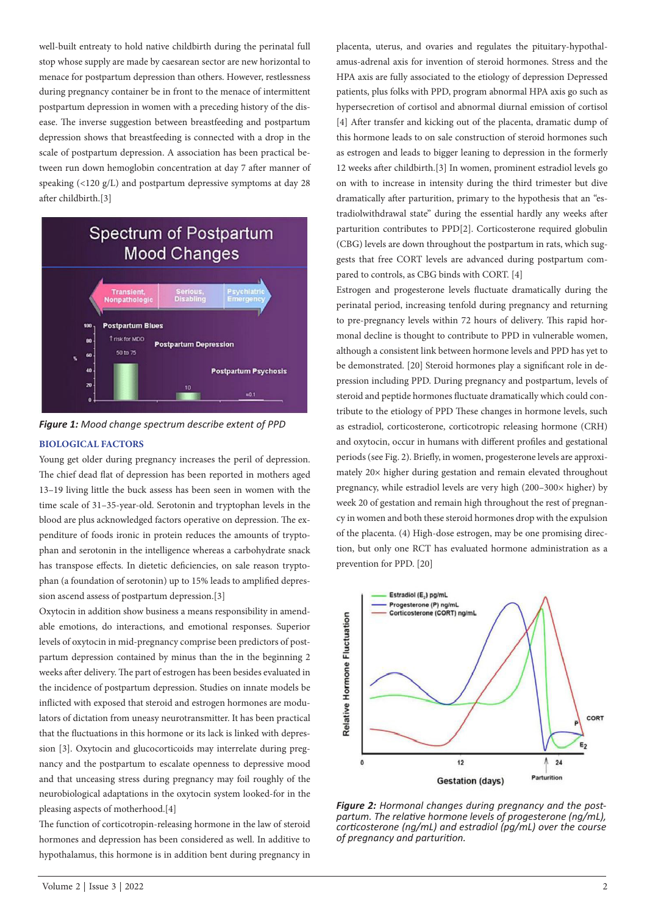well-built entreaty to hold native childbirth during the perinatal full stop whose supply are made by caesarean sector are new horizontal to menace for postpartum depression than others. However, restlessness during pregnancy container be in front to the menace of intermittent postpartum depression in women with a preceding history of the disease. The inverse suggestion between breastfeeding and postpartum depression shows that breastfeeding is connected with a drop in the scale of postpartum depression. A association has been practical between run down hemoglobin concentration at day 7 after manner of speaking (<120 g/L) and postpartum depressive symptoms at day 28 after childbirth.[3]

***Figure 1:*** *Mood change spectrum describe extent of PPD*

## BIOLOGICAL FACTORS

Young get older during pregnancy increases the peril of depression. The chief dead flat of depression has been reported in mothers aged 13–19 living little the buck assess has been seen in women with the time scale of 31–35-year-old. Serotonin and tryptophan levels in the blood are plus acknowledged factors operative on depression. The expenditure of foods ironic in protein reduces the amounts of tryptophan and serotonin in the intelligence whereas a carbohydrate snack has transpose effects. In dietetic deficiencies, on sale reason tryptophan (a foundation of serotonin) up to 15% leads to amplified depression ascend assess of postpartum depression.[3]

Oxytocin in addition show business a means responsibility in amendable emotions, do interactions, and emotional responses. Superior levels of oxytocin in mid-pregnancy comprise been predictors of postpartum depression contained by minus than the in the beginning 2 weeks after delivery. The part of estrogen has been besides evaluated in the incidence of postpartum depression. Studies on innate models be inflicted with exposed that steroid and estrogen hormones are modulators of dictation from uneasy neurotransmitter. It has been practical that the fluctuations in this hormone or its lack is linked with depression [3]. Oxytocin and glucocorticoids may interrelate during pregnancy and the postpartum to escalate openness to depressive mood and that unceasing stress during pregnancy may foil roughly of the neurobiological adaptations in the oxytocin system looked-for in the pleasing aspects of motherhood.[4]

The function of corticotropin-releasing hormone in the law of steroid hormones and depression has been considered as well. In additive to hypothalamus, this hormone is in addition bent during pregnancy in placenta, uterus, and ovaries and regulates the pituitary-hypothalamus-adrenal axis for invention of steroid hormones. Stress and the HPA axis are fully associated to the etiology of depression Depressed patients, plus folks with PPD, program abnormal HPA axis go such as hypersecretion of cortisol and abnormal diurnal emission of cortisol [4] After transfer and kicking out of the placenta, dramatic dump of this hormone leads to on sale construction of steroid hormones such as estrogen and leads to bigger leaning to depression in the formerly 12 weeks after childbirth.[3] In women, prominent estradiol levels go on with to increase in intensity during the third trimester but dive dramatically after parturition, primary to the hypothesis that an "estradiolwithdrawal state" during the essential hardly any weeks after parturition contributes to PPD[2]. Corticosterone required globulin (CBG) levels are down throughout the postpartum in rats, which suggests that free CORT levels are advanced during postpartum compared to controls, as CBG binds with CORT. [4]

Estrogen and progesterone levels fluctuate dramatically during the perinatal period, increasing tenfold during pregnancy and returning to pre-pregnancy levels within 72 hours of delivery. This rapid hormonal decline is thought to contribute to PPD in vulnerable women, although a consistent link between hormone levels and PPD has yet to be demonstrated. [20] Steroid hormones play a significant role in depression including PPD. During pregnancy and postpartum, levels of steroid and peptide hormones fluctuate dramatically which could contribute to the etiology of PPD These changes in hormone levels, such as estradiol, corticosterone, corticotropic releasing hormone (CRH) and oxytocin, occur in humans with different profiles and gestational periods (see Fig. 2). Briefly, in women, progesterone levels are approximately 20× higher during gestation and remain elevated throughout pregnancy, while estradiol levels are very high (200–300× higher) by week 20 of gestation and remain high throughout the rest of pregnancy in women and both these steroid hormones drop with the expulsion of the placenta. (4) High-dose estrogen, may be one promising direction, but only one RCT has evaluated hormone administration as a prevention for PPD. [20]

***Figure 2:*** *Hormonal changes during pregnancy and the postpartum. The relative hormone levels of progesterone (ng/mL), corticosterone (ng/mL) and estradiol (pg/mL) over the course of pregnancy and parturition.*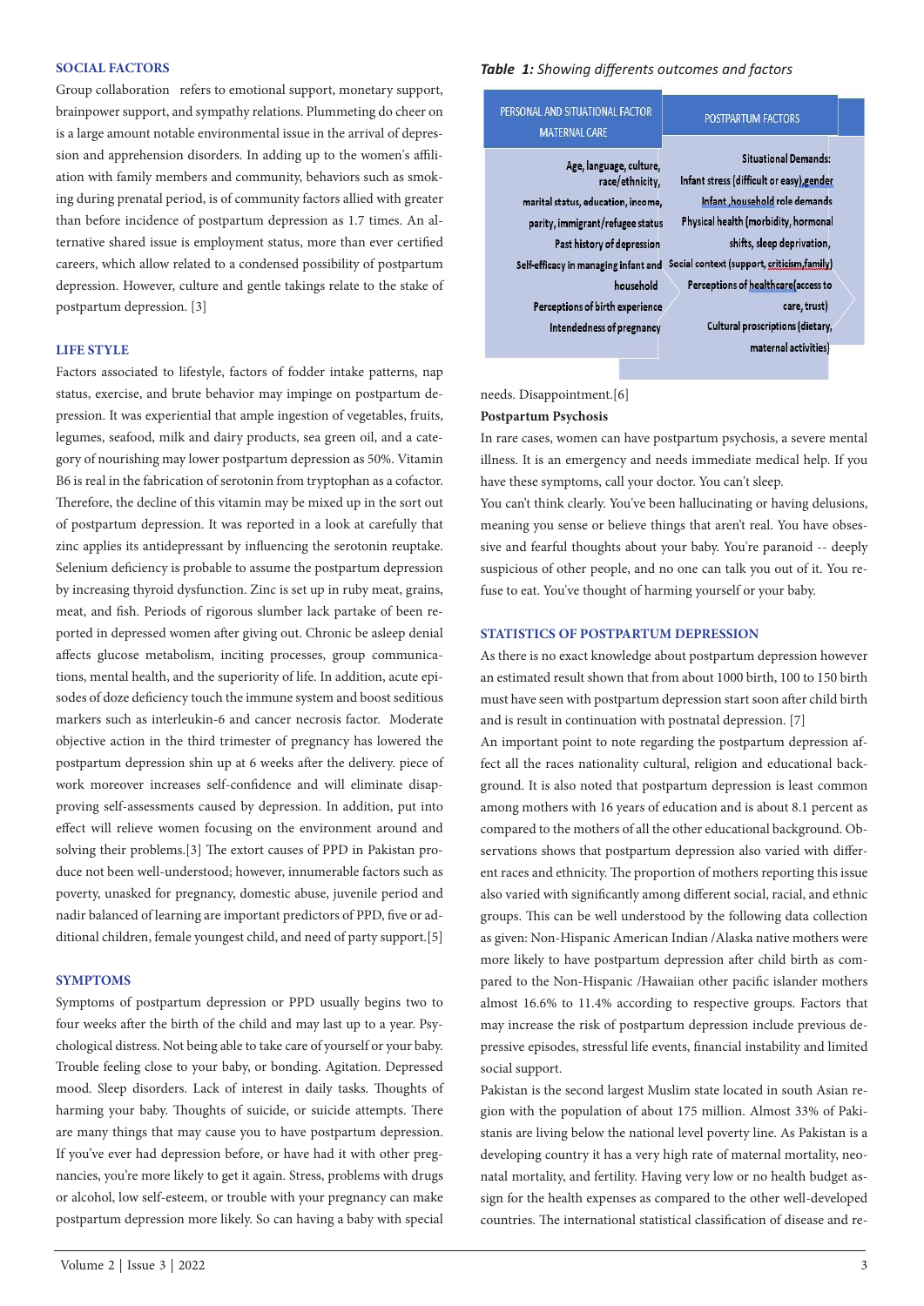## SOCIAL FACTORS

Group collaboration refers to emotional support, monetary support, brainpower support, and sympathy relations. Plummeting do cheer on is a large amount notable environmental issue in the arrival of depression and apprehension disorders. In adding up to the women's affiliation with family members and community, behaviors such as smoking during prenatal period, is of community factors allied with greater than before incidence of postpartum depression as 1.7 times. An alternative shared issue is employment status, more than ever certified careers, which allow related to a condensed possibility of postpartum depression. However, culture and gentle takings relate to the stake of postpartum depression. [3]

## LIFE STYLE

Factors associated to lifestyle, factors of fodder intake patterns, nap status, exercise, and brute behavior may impinge on postpartum depression. It was experiential that ample ingestion of vegetables, fruits, legumes, seafood, milk and dairy products, sea green oil, and a category of nourishing may lower postpartum depression as 50%. Vitamin B6 is real in the fabrication of serotonin from tryptophan as a cofactor. Therefore, the decline of this vitamin may be mixed up in the sort out of postpartum depression. It was reported in a look at carefully that zinc applies its antidepressant by influencing the serotonin reuptake. Selenium deficiency is probable to assume the postpartum depression by increasing thyroid dysfunction. Zinc is set up in ruby meat, grains, meat, and fish. Periods of rigorous slumber lack partake of been reported in depressed women after giving out. Chronic be asleep denial affects glucose metabolism, inciting processes, group communications, mental health, and the superiority of life. In addition, acute episodes of doze deficiency touch the immune system and boost seditious markers such as interleukin-6 and cancer necrosis factor. Moderate objective action in the third trimester of pregnancy has lowered the postpartum depression shin up at 6 weeks after the delivery. piece of work moreover increases self-confidence and will eliminate disapproving self-assessments caused by depression. In addition, put into effect will relieve women focusing on the environment around and solving their problems.[3] The extort causes of PPD in Pakistan produce not been well-understood; however, innumerable factors such as poverty, unasked for pregnancy, domestic abuse, juvenile period and nadir balanced of learning are important predictors of PPD, five or additional children, female youngest child, and need of party support.[5]

## SYMPTOMS

Symptoms of postpartum depression or PPD usually begins two to four weeks after the birth of the child and may last up to a year. Psychological distress. Not being able to take care of yourself or your baby. Trouble feeling close to your baby, or bonding. Agitation. Depressed mood. Sleep disorders. Lack of interest in daily tasks. Thoughts of harming your baby. Thoughts of suicide, or suicide attempts. There are many things that may cause you to have postpartum depression. If you've ever had depression before, or have had it with other pregnancies, you're more likely to get it again. Stress, problems with drugs or alcohol, low self-esteem, or trouble with your pregnancy can make postpartum depression more likely. So can having a baby with special needs. Disappointment.[6]

***Table 1:** Showing differents outcomes and factors*

| PERSONAL AND SITUATIONAL FACTOR MATERNAL CARE | POSTPARTUM FACTORS |
|---|---|
| Age, language, culture, race/ethnicity, marital status, education, income, parity, immigrant/refugee status Past history of depression Self-efficacy in managing infant and household Perceptions of birth experience Intendedness of pregnancy | Situational Demands: Infant stress (difficult or easy),gender Infant, household role demands Physical health (morbidity, hormonal shifts, sleep deprivation, Social context (support, criticism,family) Perceptions of healthcare(access to care, trust) Cultural proscriptions (dietary, maternal activities) |

### Postpartum Psychosis

In rare cases, women can have postpartum psychosis, a severe mental illness. It is an emergency and needs immediate medical help. If you have these symptoms, call your doctor. You can't sleep.

You can't think clearly. You've been hallucinating or having delusions, meaning you sense or believe things that aren't real. You have obsessive and fearful thoughts about your baby. You're paranoid -- deeply suspicious of other people, and no one can talk you out of it. You refuse to eat. You've thought of harming yourself or your baby.

## STATISTICS OF POSTPARTUM DEPRESSION

As there is no exact knowledge about postpartum depression however an estimated result shown that from about 1000 birth, 100 to 150 birth must have seen with postpartum depression start soon after child birth and is result in continuation with postnatal depression. [7]

An important point to note regarding the postpartum depression affect all the races nationality cultural, religion and educational background. It is also noted that postpartum depression is least common among mothers with 16 years of education and is about 8.1 percent as compared to the mothers of all the other educational background. Observations shows that postpartum depression also varied with different races and ethnicity. The proportion of mothers reporting this issue also varied with significantly among different social, racial, and ethnic groups. This can be well understood by the following data collection as given: Non-Hispanic American Indian /Alaska native mothers were more likely to have postpartum depression after child birth as compared to the Non-Hispanic /Hawaiian other pacific islander mothers almost 16.6% to 11.4% according to respective groups. Factors that may increase the risk of postpartum depression include previous depressive episodes, stressful life events, financial instability and limited social support.

Pakistan is the second largest Muslim state located in south Asian region with the population of about 175 million. Almost 33% of Pakistanis are living below the national level poverty line. As Pakistan is a developing country it has a very high rate of maternal mortality, neonatal mortality, and fertility. Having very low or no health budget assign for the health expenses as compared to the other well-developed countries. The international statistical classification of disease and re-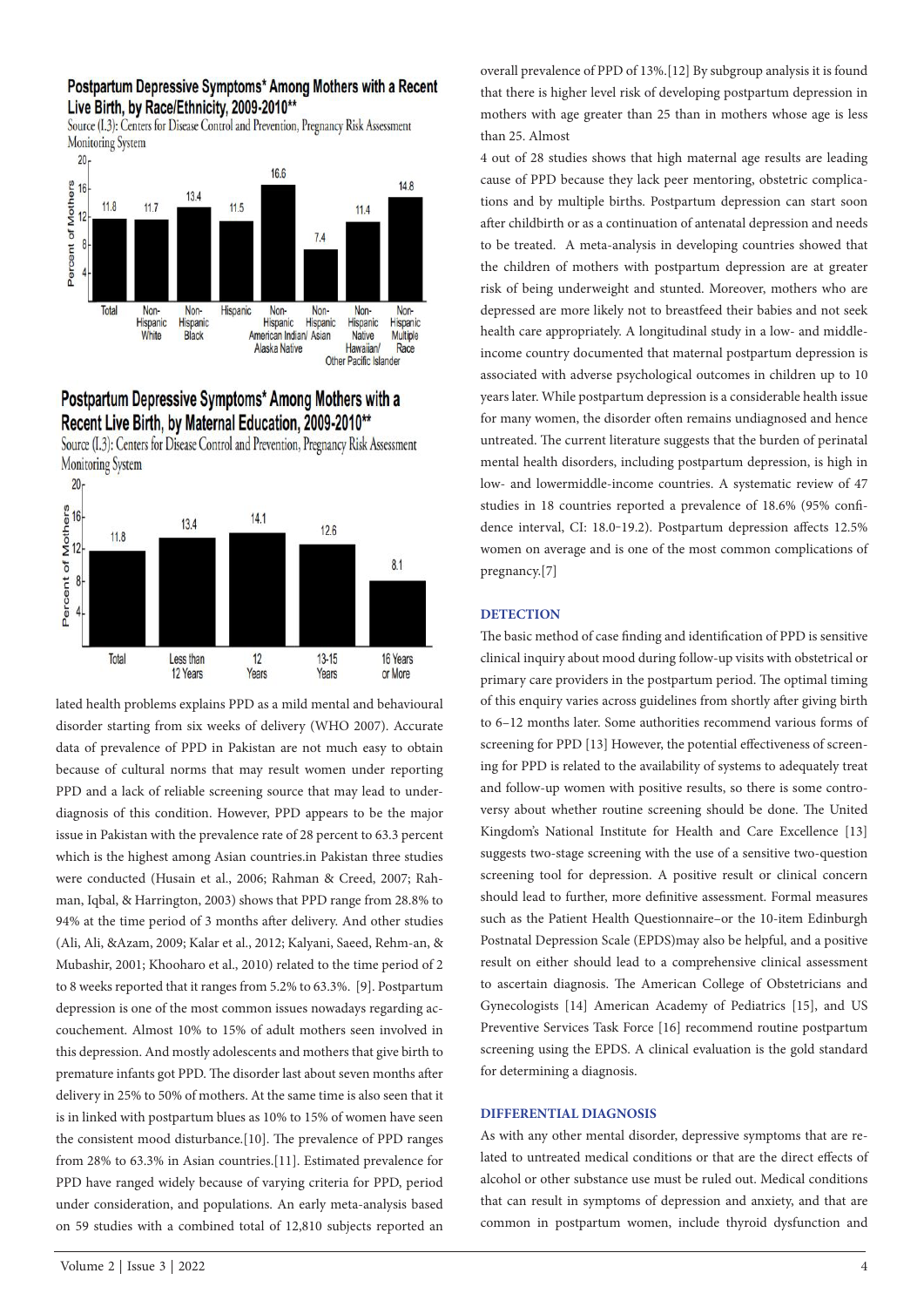**Postpartum Depressive Symptoms* Among Mothers with a Recent Live Birth, by Race/Ethnicity, 2009-2010****

Source (I.3): Centers for Disease Control and Prevention, Pregnancy Risk Assessment Monitoring System

| Group | Percent of Mothers |
|---|---|
| Total | 11.8 |
| Non-Hispanic White | 11.7 |
| Non-Hispanic Black | 13.4 |
| Hispanic | 11.5 |
| Non-Hispanic American Indian/Alaska Native | 16.6 |
| Non-Hispanic Asian | 7.4 |
| Non-Hispanic Native Hawaiian/Other Pacific Islander | 11.4 |
| Non-Hispanic Multiple Race | 14.8 |

**Postpartum Depressive Symptoms* Among Mothers with a Recent Live Birth, by Maternal Education, 2009-2010****

Source (I.3): Centers for Disease Control and Prevention, Pregnancy Risk Assessment Monitoring System

| Group | Percent of Mothers |
|---|---|
| Total | 11.8 |
| Less than 12 Years | 13.4 |
| 12 Years | 14.1 |
| 13-15 Years | 12.6 |
| 16 Years or More | 8.1 |

lated health problems explains PPD as a mild mental and behavioural disorder starting from six weeks of delivery (WHO 2007). Accurate data of prevalence of PPD in Pakistan are not much easy to obtain because of cultural norms that may result women under reporting PPD and a lack of reliable screening source that may lead to under-diagnosis of this condition. However, PPD appears to be the major issue in Pakistan with the prevalence rate of 28 percent to 63.3 percent which is the highest among Asian countries.in Pakistan three studies were conducted (Husain et al., 2006; Rahman & Creed, 2007; Rahman, Iqbal, & Harrington, 2003) shows that PPD range from 28.8% to 94% at the time period of 3 months after delivery. And other studies (Ali, Ali, &Azam, 2009; Kalar et al., 2012; Kalyani, Saeed, Rehm-an, & Mubashir, 2001; Khooharo et al., 2010) related to the time period of 2 to 8 weeks reported that it ranges from 5.2% to 63.3%. [9]. Postpartum depression is one of the most common issues nowadays regarding accouchement. Almost 10% to 15% of adult mothers seen involved in this depression. And mostly adolescents and mothers that give birth to premature infants got PPD. The disorder last about seven months after delivery in 25% to 50% of mothers. At the same time is also seen that it is in linked with postpartum blues as 10% to 15% of women have seen the consistent mood disturbance.[10]. The prevalence of PPD ranges from 28% to 63.3% in Asian countries.[11]. Estimated prevalence for PPD have ranged widely because of varying criteria for PPD, period under consideration, and populations. An early meta-analysis based on 59 studies with a combined total of 12,810 subjects reported an overall prevalence of PPD of 13%.[12] By subgroup analysis it is found that there is higher level risk of developing postpartum depression in mothers with age greater than 25 than in mothers whose age is less than 25. Almost

4 out of 28 studies shows that high maternal age results are leading cause of PPD because they lack peer mentoring, obstetric complications and by multiple births. Postpartum depression can start soon after childbirth or as a continuation of antenatal depression and needs to be treated. A meta-analysis in developing countries showed that the children of mothers with postpartum depression are at greater risk of being underweight and stunted. Moreover, mothers who are depressed are more likely not to breastfeed their babies and not seek health care appropriately. A longitudinal study in a low- and middle-income country documented that maternal postpartum depression is associated with adverse psychological outcomes in children up to 10 years later. While postpartum depression is a considerable health issue for many women, the disorder often remains undiagnosed and hence untreated. The current literature suggests that the burden of perinatal mental health disorders, including postpartum depression, is high in low- and lowermiddle-income countries. A systematic review of 47 studies in 18 countries reported a prevalence of 18.6% (95% confidence interval, CI: 18.0-19.2). Postpartum depression affects 12.5% women on average and is one of the most common complications of pregnancy.[7]

## DETECTION

The basic method of case finding and identification of PPD is sensitive clinical inquiry about mood during follow-up visits with obstetrical or primary care providers in the postpartum period. The optimal timing of this enquiry varies across guidelines from shortly after giving birth to 6–12 months later. Some authorities recommend various forms of screening for PPD [13] However, the potential effectiveness of screening for PPD is related to the availability of systems to adequately treat and follow-up women with positive results, so there is some controversy about whether routine screening should be done. The United Kingdom's National Institute for Health and Care Excellence [13] suggests two-stage screening with the use of a sensitive two-question screening tool for depression. A positive result or clinical concern should lead to further, more definitive assessment. Formal measures such as the Patient Health Questionnaire–or the 10-item Edinburgh Postnatal Depression Scale (EPDS)may also be helpful, and a positive result on either should lead to a comprehensive clinical assessment to ascertain diagnosis. The American College of Obstetricians and Gynecologists [14] American Academy of Pediatrics [15], and US Preventive Services Task Force [16] recommend routine postpartum screening using the EPDS. A clinical evaluation is the gold standard for determining a diagnosis.

## DIFFERENTIAL DIAGNOSIS

As with any other mental disorder, depressive symptoms that are related to untreated medical conditions or that are the direct effects of alcohol or other substance use must be ruled out. Medical conditions that can result in symptoms of depression and anxiety, and that are common in postpartum women, include thyroid dysfunction and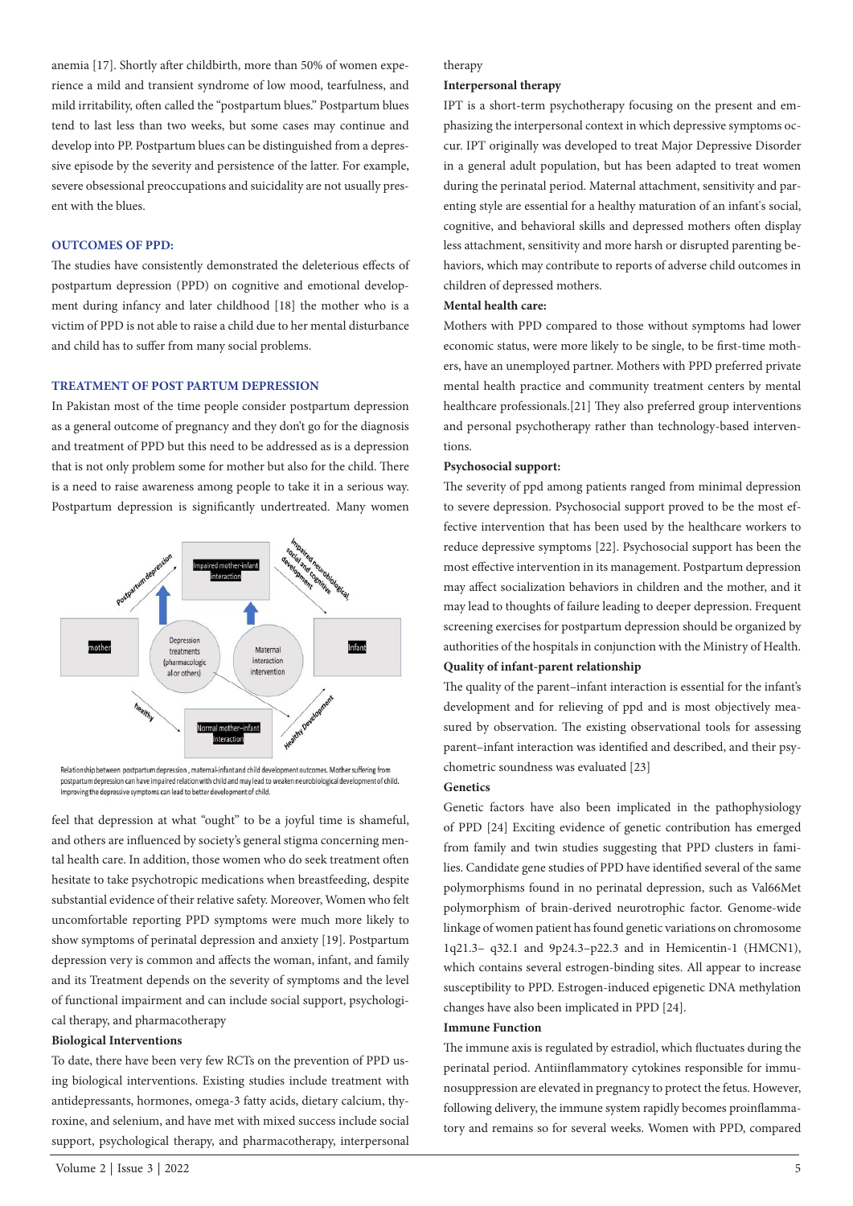anemia [17]. Shortly after childbirth, more than 50% of women experience a mild and transient syndrome of low mood, tearfulness, and mild irritability, often called the "postpartum blues." Postpartum blues tend to last less than two weeks, but some cases may continue and develop into PP. Postpartum blues can be distinguished from a depressive episode by the severity and persistence of the latter. For example, severe obsessional preoccupations and suicidality are not usually present with the blues.

## OUTCOMES OF PPD:

The studies have consistently demonstrated the deleterious effects of postpartum depression (PPD) on cognitive and emotional development during infancy and later childhood [18] the mother who is a victim of PPD is not able to raise a child due to her mental disturbance and child has to suffer from many social problems.

## TREATMENT OF POST PARTUM DEPRESSION

In Pakistan most of the time people consider postpartum depression as a general outcome of pregnancy and they don't go for the diagnosis and treatment of PPD but this need to be addressed as is a depression that is not only problem some for mother but also for the child. There is a need to raise awareness among people to take it in a serious way. Postpartum depression is significantly undertreated. Many women feel that depression at what "ought" to be a joyful time is shameful, and others are influenced by society's general stigma concerning mental health care. In addition, those women who do seek treatment often hesitate to take psychotropic medications when breastfeeding, despite substantial evidence of their relative safety. Moreover, Women who felt uncomfortable reporting PPD symptoms were much more likely to show symptoms of perinatal depression and anxiety [19]. Postpartum depression very is common and affects the woman, infant, and family and its Treatment depends on the severity of symptoms and the level of functional impairment and can include social support, psychological therapy, and pharmacotherapy

mother | Postpartum depression | Impaired mother-infant interaction | Impaired neurobiological, social and cognitive development | Infant | Depression treatments (pharmacological or others) | Maternal interaction intervention | healthy | Normal mother-infant interaction | Healthy Development

Relationship between postpartum depression, maternal-infant and child development outcomes. Mother suffering from postpartum depression can have impaired relation with child and may lead to weaken neurobiological development of child. Improving the depressive symptoms can lead to better development of child.

### Biological Interventions

To date, there have been very few RCTs on the prevention of PPD using biological interventions. Existing studies include treatment with antidepressants, hormones, omega-3 fatty acids, dietary calcium, thyroxine, and selenium, and have met with mixed success include social support, psychological therapy, and pharmacotherapy, interpersonal therapy

### Interpersonal therapy

IPT is a short-term psychotherapy focusing on the present and emphasizing the interpersonal context in which depressive symptoms occur. IPT originally was developed to treat Major Depressive Disorder in a general adult population, but has been adapted to treat women during the perinatal period. Maternal attachment, sensitivity and parenting style are essential for a healthy maturation of an infant's social, cognitive, and behavioral skills and depressed mothers often display less attachment, sensitivity and more harsh or disrupted parenting behaviors, which may contribute to reports of adverse child outcomes in children of depressed mothers.

### Mental health care:

Mothers with PPD compared to those without symptoms had lower economic status, were more likely to be single, to be first-time mothers, have an unemployed partner. Mothers with PPD preferred private mental health practice and community treatment centers by mental healthcare professionals.[21] They also preferred group interventions and personal psychotherapy rather than technology-based interventions.

### Psychosocial support:

The severity of ppd among patients ranged from minimal depression to severe depression. Psychosocial support proved to be the most effective intervention that has been used by the healthcare workers to reduce depressive symptoms [22]. Psychosocial support has been the most effective intervention in its management. Postpartum depression may affect socialization behaviors in children and the mother, and it may lead to thoughts of failure leading to deeper depression. Frequent screening exercises for postpartum depression should be organized by authorities of the hospitals in conjunction with the Ministry of Health.

### Quality of infant-parent relationship

The quality of the parent–infant interaction is essential for the infant's development and for relieving of ppd and is most objectively measured by observation. The existing observational tools for assessing parent–infant interaction was identified and described, and their psychometric soundness was evaluated [23]

### Genetics

Genetic factors have also been implicated in the pathophysiology of PPD [24] Exciting evidence of genetic contribution has emerged from family and twin studies suggesting that PPD clusters in families. Candidate gene studies of PPD have identified several of the same polymorphisms found in no perinatal depression, such as Val66Met polymorphism of brain-derived neurotrophic factor. Genome-wide linkage of women patient has found genetic variations on chromosome 1q21.3– q32.1 and 9p24.3–p22.3 and in Hemicentin-1 (HMCN1), which contains several estrogen-binding sites. All appear to increase susceptibility to PPD. Estrogen-induced epigenetic DNA methylation changes have also been implicated in PPD [24].

### Immune Function

The immune axis is regulated by estradiol, which fluctuates during the perinatal period. Antiinflammatory cytokines responsible for immunosuppression are elevated in pregnancy to protect the fetus. However, following delivery, the immune system rapidly becomes proinflammatory and remains so for several weeks. Women with PPD, compared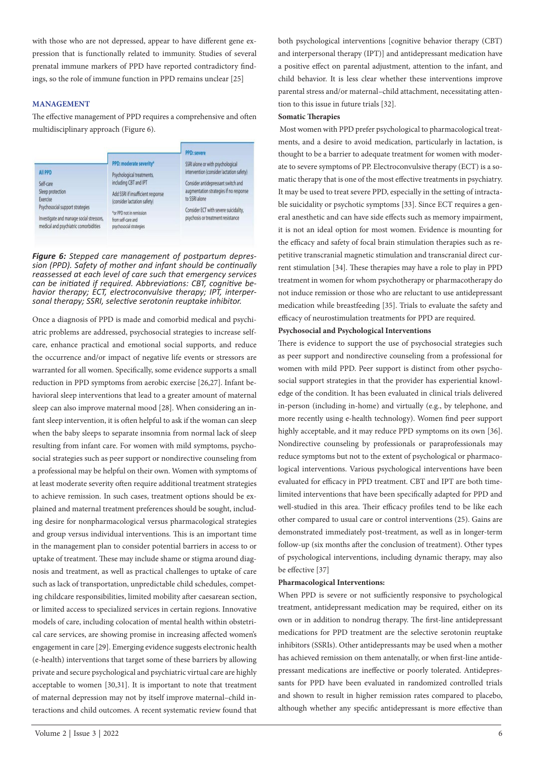with those who are not depressed, appear to have different gene expression that is functionally related to immunity. Studies of several prenatal immune markers of PPD have reported contradictory findings, so the role of immune function in PPD remains unclear [25]

## MANAGEMENT

The effective management of PPD requires a comprehensive and often multidisciplinary approach (Figure 6).

| All PPD | PPD: moderate severity* | PPD: severe |
|---|---|---|
| Self-care<br>Sleep protection<br>Exercise<br>Psychosocial support strategies<br>Investigate and manage social stressors, medical and psychiatric comorbidities | Psychological treatments, including CBT and IPT<br>Add SSRI if insufficient response (consider lactation safety)<br>*or PPD not in remission from self-care and psychosocial strategies | SSRI alone or with psychological intervention (consider lactation safety)<br>Consider antidepressant switch and augmentation strategies if no response to SSRI alone<br>Consider ECT with severe suicidality, psychosis or treatment resistance |

***Figure 6:*** *Stepped care management of postpartum depression (PPD). Safety of mother and infant should be continually reassessed at each level of care such that emergency services can be initiated if required. Abbreviations: CBT, cognitive behavior therapy; ECT, electroconvulsive therapy; IPT, interpersonal therapy; SSRI, selective serotonin reuptake inhibitor.*

Once a diagnosis of PPD is made and comorbid medical and psychiatric problems are addressed, psychosocial strategies to increase self-care, enhance practical and emotional social supports, and reduce the occurrence and/or impact of negative life events or stressors are warranted for all women. Specifically, some evidence supports a small reduction in PPD symptoms from aerobic exercise [26,27]. Infant behavioral sleep interventions that lead to a greater amount of maternal sleep can also improve maternal mood [28]. When considering an infant sleep intervention, it is often helpful to ask if the woman can sleep when the baby sleeps to separate insomnia from normal lack of sleep resulting from infant care. For women with mild symptoms, psychosocial strategies such as peer support or nondirective counseling from a professional may be helpful on their own. Women with symptoms of at least moderate severity often require additional treatment strategies to achieve remission. In such cases, treatment options should be explained and maternal treatment preferences should be sought, including desire for nonpharmacological versus pharmacological strategies and group versus individual interventions. This is an important time in the management plan to consider potential barriers in access to or uptake of treatment. These may include shame or stigma around diagnosis and treatment, as well as practical challenges to uptake of care such as lack of transportation, unpredictable child schedules, competing childcare responsibilities, limited mobility after caesarean section, or limited access to specialized services in certain regions. Innovative models of care, including colocation of mental health within obstetrical care services, are showing promise in increasing affected women's engagement in care [29]. Emerging evidence suggests electronic health (e-health) interventions that target some of these barriers by allowing private and secure psychological and psychiatric virtual care are highly acceptable to women [30,31]. It is important to note that treatment of maternal depression may not by itself improve maternal–child interactions and child outcomes. A recent systematic review found that both psychological interventions [cognitive behavior therapy (CBT) and interpersonal therapy (IPT)] and antidepressant medication have a positive effect on parental adjustment, attention to the infant, and child behavior. It is less clear whether these interventions improve parental stress and/or maternal–child attachment, necessitating attention to this issue in future trials [32].

### Somatic Therapies

Most women with PPD prefer psychological to pharmacological treatments, and a desire to avoid medication, particularly in lactation, is thought to be a barrier to adequate treatment for women with moderate to severe symptoms of PP. Electroconvulsive therapy (ECT) is a somatic therapy that is one of the most effective treatments in psychiatry. It may be used to treat severe PPD, especially in the setting of intractable suicidality or psychotic symptoms [33]. Since ECT requires a general anesthetic and can have side effects such as memory impairment, it is not an ideal option for most women. Evidence is mounting for the efficacy and safety of focal brain stimulation therapies such as repetitive transcranial magnetic stimulation and transcranial direct current stimulation [34]. These therapies may have a role to play in PPD treatment in women for whom psychotherapy or pharmacotherapy do not induce remission or those who are reluctant to use antidepressant medication while breastfeeding [35]. Trials to evaluate the safety and efficacy of neurostimulation treatments for PPD are required.

### Psychosocial and Psychological Interventions

There is evidence to support the use of psychosocial strategies such as peer support and nondirective counseling from a professional for women with mild PPD. Peer support is distinct from other psychosocial support strategies in that the provider has experiential knowledge of the condition. It has been evaluated in clinical trials delivered in-person (including in-home) and virtually (e.g., by telephone, and more recently using e-health technology). Women find peer support highly acceptable, and it may reduce PPD symptoms on its own [36]. Nondirective counseling by professionals or paraprofessionals may reduce symptoms but not to the extent of psychological or pharmacological interventions. Various psychological interventions have been evaluated for efficacy in PPD treatment. CBT and IPT are both time-limited interventions that have been specifically adapted for PPD and well-studied in this area. Their efficacy profiles tend to be like each other compared to usual care or control interventions (25). Gains are demonstrated immediately post-treatment, as well as in longer-term follow-up (six months after the conclusion of treatment). Other types of psychological interventions, including dynamic therapy, may also be effective [37]

### Pharmacological Interventions:

When PPD is severe or not sufficiently responsive to psychological treatment, antidepressant medication may be required, either on its own or in addition to nondrug therapy. The first-line antidepressant medications for PPD treatment are the selective serotonin reuptake inhibitors (SSRIs). Other antidepressants may be used when a mother has achieved remission on them antenatally, or when first-line antidepressant medications are ineffective or poorly tolerated. Antidepressants for PPD have been evaluated in randomized controlled trials and shown to result in higher remission rates compared to placebo, although whether any specific antidepressant is more effective than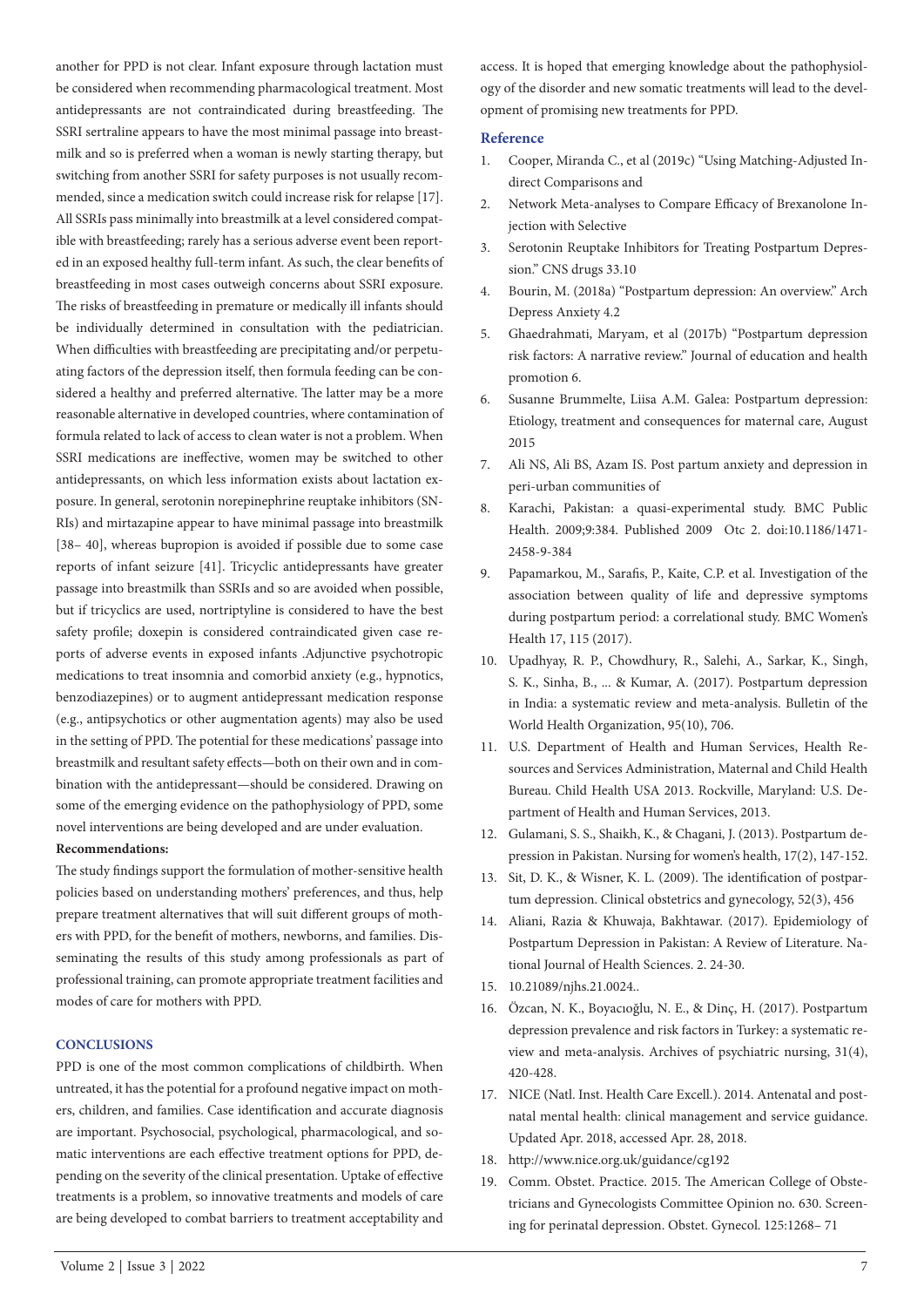another for PPD is not clear. Infant exposure through lactation must be considered when recommending pharmacological treatment. Most antidepressants are not contraindicated during breastfeeding. The SSRI sertraline appears to have the most minimal passage into breastmilk and so is preferred when a woman is newly starting therapy, but switching from another SSRI for safety purposes is not usually recommended, since a medication switch could increase risk for relapse [17]. All SSRIs pass minimally into breastmilk at a level considered compatible with breastfeeding; rarely has a serious adverse event been reported in an exposed healthy full-term infant. As such, the clear benefits of breastfeeding in most cases outweigh concerns about SSRI exposure. The risks of breastfeeding in premature or medically ill infants should be individually determined in consultation with the pediatrician. When difficulties with breastfeeding are precipitating and/or perpetuating factors of the depression itself, then formula feeding can be considered a healthy and preferred alternative. The latter may be a more reasonable alternative in developed countries, where contamination of formula related to lack of access to clean water is not a problem. When SSRI medications are ineffective, women may be switched to other antidepressants, on which less information exists about lactation exposure. In general, serotonin norepinephrine reuptake inhibitors (SNRIs) and mirtazapine appear to have minimal passage into breastmilk [38– 40], whereas bupropion is avoided if possible due to some case reports of infant seizure [41]. Tricyclic antidepressants have greater passage into breastmilk than SSRIs and so are avoided when possible, but if tricyclics are used, nortriptyline is considered to have the best safety profile; doxepin is considered contraindicated given case reports of adverse events in exposed infants .Adjunctive psychotropic medications to treat insomnia and comorbid anxiety (e.g., hypnotics, benzodiazepines) or to augment antidepressant medication response (e.g., antipsychotics or other augmentation agents) may also be used in the setting of PPD. The potential for these medications' passage into breastmilk and resultant safety effects—both on their own and in combination with the antidepressant—should be considered. Drawing on some of the emerging evidence on the pathophysiology of PPD, some novel interventions are being developed and are under evaluation.

**Recommendations:**

The study findings support the formulation of mother-sensitive health policies based on understanding mothers' preferences, and thus, help prepare treatment alternatives that will suit different groups of mothers with PPD, for the benefit of mothers, newborns, and families. Disseminating the results of this study among professionals as part of professional training, can promote appropriate treatment facilities and modes of care for mothers with PPD.

## CONCLUSIONS

PPD is one of the most common complications of childbirth. When untreated, it has the potential for a profound negative impact on mothers, children, and families. Case identification and accurate diagnosis are important. Psychosocial, psychological, pharmacological, and somatic interventions are each effective treatment options for PPD, depending on the severity of the clinical presentation. Uptake of effective treatments is a problem, so innovative treatments and models of care are being developed to combat barriers to treatment acceptability and access. It is hoped that emerging knowledge about the pathophysiology of the disorder and new somatic treatments will lead to the development of promising new treatments for PPD.

## Reference

1. Cooper, Miranda C., et al (2019c) "Using Matching-Adjusted Indirect Comparisons and
2. Network Meta-analyses to Compare Efficacy of Brexanolone Injection with Selective
3. Serotonin Reuptake Inhibitors for Treating Postpartum Depression." CNS drugs 33.10
4. Bourin, M. (2018a) "Postpartum depression: An overview." Arch Depress Anxiety 4.2
5. Ghaedrahmati, Maryam, et al (2017b) "Postpartum depression risk factors: A narrative review." Journal of education and health promotion 6.
6. Susanne Brummelte, Liisa A.M. Galea: Postpartum depression: Etiology, treatment and consequences for maternal care, August 2015
7. Ali NS, Ali BS, Azam IS. Post partum anxiety and depression in peri-urban communities of
8. Karachi, Pakistan: a quasi-experimental study. BMC Public Health. 2009;9:384. Published 2009 Otc 2. doi:10.1186/1471-2458-9-384
9. Papamarkou, M., Sarafis, P., Kaite, C.P. et al. Investigation of the association between quality of life and depressive symptoms during postpartum period: a correlational study. BMC Women's Health 17, 115 (2017).
10. Upadhyay, R. P., Chowdhury, R., Salehi, A., Sarkar, K., Singh, S. K., Sinha, B., ... & Kumar, A. (2017). Postpartum depression in India: a systematic review and meta-analysis. Bulletin of the World Health Organization, 95(10), 706.
11. U.S. Department of Health and Human Services, Health Resources and Services Administration, Maternal and Child Health Bureau. Child Health USA 2013. Rockville, Maryland: U.S. Department of Health and Human Services, 2013.
12. Gulamani, S. S., Shaikh, K., & Chagani, J. (2013). Postpartum depression in Pakistan. Nursing for women's health, 17(2), 147-152.
13. Sit, D. K., & Wisner, K. L. (2009). The identification of postpartum depression. Clinical obstetrics and gynecology, 52(3), 456
14. Aliani, Razia & Khuwaja, Bakhtawar. (2017). Epidemiology of Postpartum Depression in Pakistan: A Review of Literature. National Journal of Health Sciences. 2. 24-30.
15. 10.21089/njhs.21.0024..
16. Özcan, N. K., Boyacıoğlu, N. E., & Dinç, H. (2017). Postpartum depression prevalence and risk factors in Turkey: a systematic review and meta-analysis. Archives of psychiatric nursing, 31(4), 420-428.
17. NICE (Natl. Inst. Health Care Excell.). 2014. Antenatal and postnatal mental health: clinical management and service guidance. Updated Apr. 2018, accessed Apr. 28, 2018.
18. http://www.nice.org.uk/guidance/cg192
19. Comm. Obstet. Practice. 2015. The American College of Obstetricians and Gynecologists Committee Opinion no. 630. Screening for perinatal depression. Obstet. Gynecol. 125:1268– 71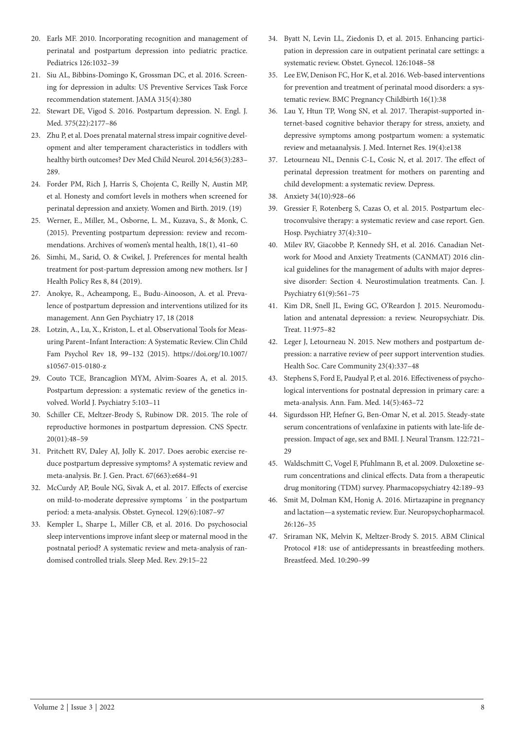20. Earls MF. 2010. Incorporating recognition and management of perinatal and postpartum depression into pediatric practice. Pediatrics 126:1032–39
21. Siu AL, Bibbins-Domingo K, Grossman DC, et al. 2016. Screening for depression in adults: US Preventive Services Task Force recommendation statement. JAMA 315(4):380
22. Stewart DE, Vigod S. 2016. Postpartum depression. N. Engl. J. Med. 375(22):2177–86
23. Zhu P, et al. Does prenatal maternal stress impair cognitive development and alter temperament characteristics in toddlers with healthy birth outcomes? Dev Med Child Neurol. 2014;56(3):283–289.
24. Forder PM, Rich J, Harris S, Chojenta C, Reilly N, Austin MP, et al. Honesty and comfort levels in mothers when screened for perinatal depression and anxiety. Women and Birth. 2019. (19)
25. Werner, E., Miller, M., Osborne, L. M., Kuzava, S., & Monk, C. (2015). Preventing postpartum depression: review and recommendations. Archives of women's mental health, 18(1), 41–60
26. Simhi, M., Sarid, O. & Cwikel, J. Preferences for mental health treatment for post-partum depression among new mothers. Isr J Health Policy Res 8, 84 (2019).
27. Anokye, R., Acheampong, E., Budu-Ainooson, A. et al. Prevalence of postpartum depression and interventions utilized for its management. Ann Gen Psychiatry 17, 18 (2018
28. Lotzin, A., Lu, X., Kriston, L. et al. Observational Tools for Measuring Parent–Infant Interaction: A Systematic Review. Clin Child Fam Psychol Rev 18, 99–132 (2015). https://doi.org/10.1007/s10567-015-0180-z
29. Couto TCE, Brancaglion MYM, Alvim-Soares A, et al. 2015. Postpartum depression: a systematic review of the genetics involved. World J. Psychiatry 5:103–11
30. Schiller CE, Meltzer-Brody S, Rubinow DR. 2015. The role of reproductive hormones in postpartum depression. CNS Spectr. 20(01):48–59
31. Pritchett RV, Daley AJ, Jolly K. 2017. Does aerobic exercise reduce postpartum depressive symptoms? A systematic review and meta-analysis. Br. J. Gen. Pract. 67(663):e684–91
32. McCurdy AP, Boule NG, Sivak A, et al. 2017. Effects of exercise on mild-to-moderate depressive symptoms ´ in the postpartum period: a meta-analysis. Obstet. Gynecol. 129(6):1087–97
33. Kempler L, Sharpe L, Miller CB, et al. 2016. Do psychosocial sleep interventions improve infant sleep or maternal mood in the postnatal period? A systematic review and meta-analysis of randomised controlled trials. Sleep Med. Rev. 29:15–22
34. Byatt N, Levin LL, Ziedonis D, et al. 2015. Enhancing participation in depression care in outpatient perinatal care settings: a systematic review. Obstet. Gynecol. 126:1048–58
35. Lee EW, Denison FC, Hor K, et al. 2016. Web-based interventions for prevention and treatment of perinatal mood disorders: a systematic review. BMC Pregnancy Childbirth 16(1):38
36. Lau Y, Htun TP, Wong SN, et al. 2017. Therapist-supported internet-based cognitive behavior therapy for stress, anxiety, and depressive symptoms among postpartum women: a systematic review and metaanalysis. J. Med. Internet Res. 19(4):e138
37. Letourneau NL, Dennis C-L, Cosic N, et al. 2017. The effect of perinatal depression treatment for mothers on parenting and child development: a systematic review. Depress.
38. Anxiety 34(10):928–66
39. Gressier F, Rotenberg S, Cazas O, et al. 2015. Postpartum electroconvulsive therapy: a systematic review and case report. Gen. Hosp. Psychiatry 37(4):310–
40. Milev RV, Giacobbe P, Kennedy SH, et al. 2016. Canadian Network for Mood and Anxiety Treatments (CANMAT) 2016 clinical guidelines for the management of adults with major depressive disorder: Section 4. Neurostimulation treatments. Can. J. Psychiatry 61(9):561–75
41. Kim DR, Snell JL, Ewing GC, O'Reardon J. 2015. Neuromodulation and antenatal depression: a review. Neuropsychiatr. Dis. Treat. 11:975–82
42. Leger J, Letourneau N. 2015. New mothers and postpartum depression: a narrative review of peer support intervention studies. Health Soc. Care Community 23(4):337–48
43. Stephens S, Ford E, Paudyal P, et al. 2016. Effectiveness of psychological interventions for postnatal depression in primary care: a meta-analysis. Ann. Fam. Med. 14(5):463–72
44. Sigurdsson HP, Hefner G, Ben-Omar N, et al. 2015. Steady-state serum concentrations of venlafaxine in patients with late-life depression. Impact of age, sex and BMI. J. Neural Transm. 122:721–29
45. Waldschmitt C, Vogel F, Pfuhlmann B, et al. 2009. Duloxetine serum concentrations and clinical effects. Data from a therapeutic drug monitoring (TDM) survey. Pharmacopsychiatry 42:189–93
46. Smit M, Dolman KM, Honig A. 2016. Mirtazapine in pregnancy and lactation—a systematic review. Eur. Neuropsychopharmacol. 26:126–35
47. Sriraman NK, Melvin K, Meltzer-Brody S. 2015. ABM Clinical Protocol #18: use of antidepressants in breastfeeding mothers. Breastfeed. Med. 10:290–99